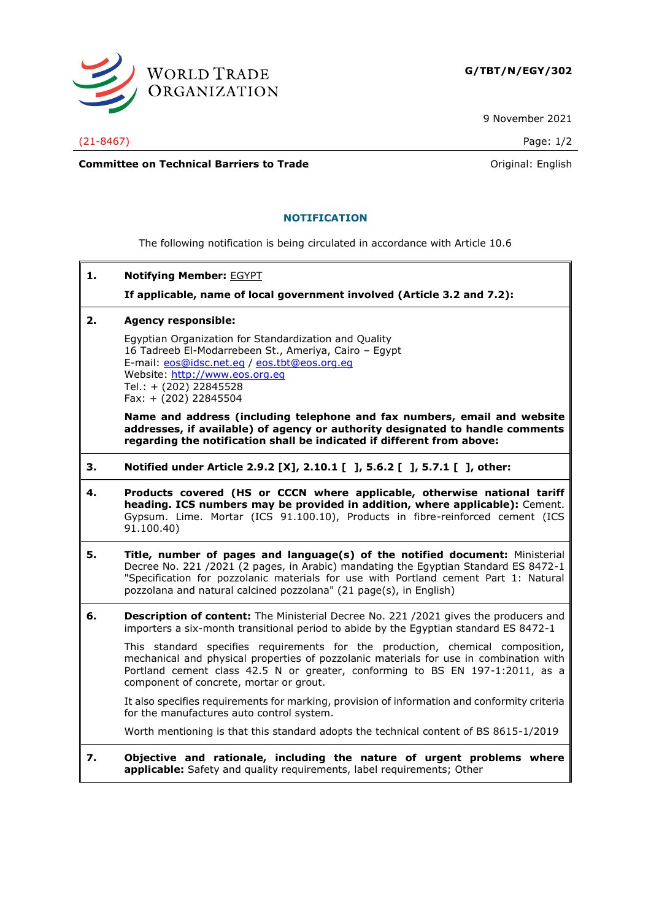**G/TBT/N/EGY/302**

9 November 2021

(21-8467)

**Committee on Technical Barriers to Trade** Original: English

## NOTIFICATION

The following notification is being circulated in accordance with Article 10.6

**1. Notifying Member:** EGYPT

**If applicable, name of local government involved (Article 3.2 and 7.2):**

**2. Agency responsible:**

Egyptian Organization for Standardization and Quality
16 Tadreeb El-Modarrebeen St., Ameriya, Cairo – Egypt
E-mail: eos@idsc.net.eg / eos.tbt@eos.org.eg
Website: http://www.eos.org.eg
Tel.: + (202) 22845528
Fax: + (202) 22845504

**Name and address (including telephone and fax numbers, email and website addresses, if available) of agency or authority designated to handle comments regarding the notification shall be indicated if different from above:**

**3. Notified under Article 2.9.2 [X], 2.10.1 [ ], 5.6.2 [ ], 5.7.1 [ ], other:**

**4. Products covered (HS or CCCN where applicable, otherwise national tariff heading. ICS numbers may be provided in addition, where applicable):** Cement. Gypsum. Lime. Mortar (ICS 91.100.10), Products in fibre-reinforced cement (ICS 91.100.40)

**5. Title, number of pages and language(s) of the notified document:** Ministerial Decree No. 221 /2021 (2 pages, in Arabic) mandating the Egyptian Standard ES 8472-1 "Specification for pozzolanic materials for use with Portland cement Part 1: Natural pozzolana and natural calcined pozzolana" (21 page(s), in English)

**6. Description of content:** The Ministerial Decree No. 221 /2021 gives the producers and importers a six-month transitional period to abide by the Egyptian standard ES 8472-1

This standard specifies requirements for the production, chemical composition, mechanical and physical properties of pozzolanic materials for use in combination with Portland cement class 42.5 N or greater, conforming to BS EN 197-1:2011, as a component of concrete, mortar or grout.

It also specifies requirements for marking, provision of information and conformity criteria for the manufactures auto control system.

Worth mentioning is that this standard adopts the technical content of BS 8615-1/2019

**7. Objective and rationale, including the nature of urgent problems where applicable:** Safety and quality requirements, label requirements; Other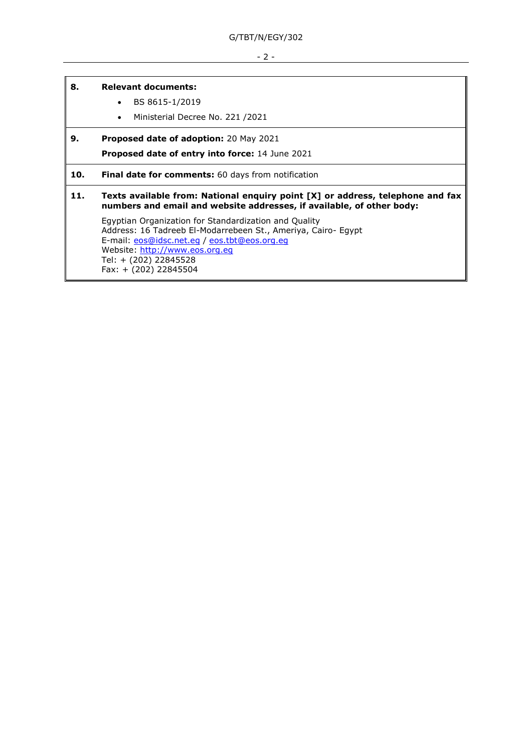**8. Relevant documents:**

- BS 8615-1/2019
- Ministerial Decree No. 221 /2021

**9. Proposed date of adoption:** 20 May 2021

**Proposed date of entry into force:** 14 June 2021

**10. Final date for comments:** 60 days from notification

**11. Texts available from: National enquiry point [X] or address, telephone and fax numbers and email and website addresses, if available, of other body:**

Egyptian Organization for Standardization and Quality
Address: 16 Tadreeb El-Modarrebeen St., Ameriya, Cairo- Egypt
E-mail: eos@idsc.net.eg / eos.tbt@eos.org.eg
Website: http://www.eos.org.eg
Tel: + (202) 22845528
Fax: + (202) 22845504